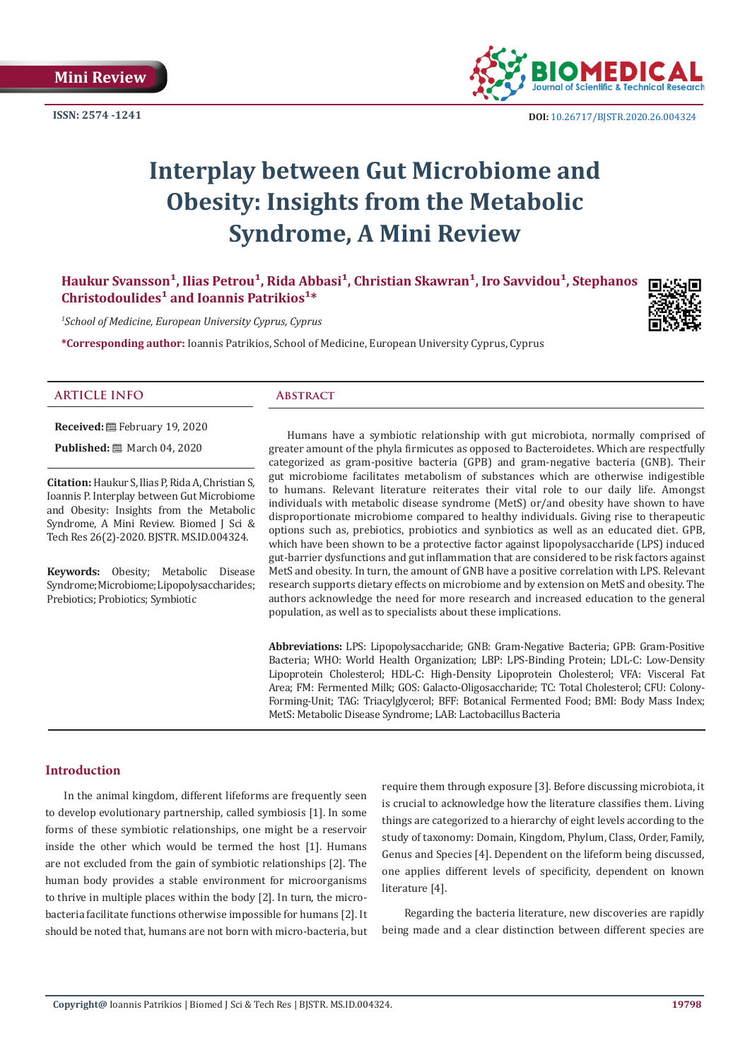Mini Review

ISSN: 2574 -1241

DOI: 10.26717/BJSTR.2020.26.004324

# Interplay between Gut Microbiome and Obesity: Insights from the Metabolic Syndrome, A Mini Review

**Haukur Svansson[1], Ilias Petrou[1], Rida Abbasi[1], Christian Skawran[1], Iro Savvidou[1], Stephanos Christodoulides[1] and Ioannis Patrikios[1]***

[1]*School of Medicine, European University Cyprus, Cyprus*

***Corresponding author:** Ioannis Patrikios, School of Medicine, European University Cyprus, Cyprus

## ARTICLE INFO

**Received:** February 19, 2020

**Published:** March 04, 2020

**Citation:** Haukur S, Ilias P, Rida A, Christian S, Ioannis P. Interplay between Gut Microbiome and Obesity: Insights from the Metabolic Syndrome, A Mini Review. Biomed J Sci & Tech Res 26(2)-2020. BJSTR. MS.ID.004324.

**Keywords:** Obesity; Metabolic Disease Syndrome; Microbiome; Lipopolysaccharides; Prebiotics; Probiotics; Symbiotic

## Abstract

Humans have a symbiotic relationship with gut microbiota, normally comprised of greater amount of the phyla firmicutes as opposed to Bacteroidetes. Which are respectfully categorized as gram-positive bacteria (GPB) and gram-negative bacteria (GNB). Their gut microbiome facilitates metabolism of substances which are otherwise indigestible to humans. Relevant literature reiterates their vital role to our daily life. Amongst individuals with metabolic disease syndrome (MetS) or/and obesity have shown to have disproportionate microbiome compared to healthy individuals. Giving rise to therapeutic options such as, prebiotics, probiotics and synbiotics as well as an educated diet. GPB, which have been shown to be a protective factor against lipopolysaccharide (LPS) induced gut-barrier dysfunctions and gut inflammation that are considered to be risk factors against MetS and obesity. In turn, the amount of GNB have a positive correlation with LPS. Relevant research supports dietary effects on microbiome and by extension on MetS and obesity. The authors acknowledge the need for more research and increased education to the general population, as well as to specialists about these implications.

**Abbreviations:** LPS: Lipopolysaccharide; GNB: Gram-Negative Bacteria; GPB: Gram-Positive Bacteria; WHO: World Health Organization; LBP: LPS-Binding Protein; LDL-C: Low-Density Lipoprotein Cholesterol; HDL-C: High-Density Lipoprotein Cholesterol; VFA: Visceral Fat Area; FM: Fermented Milk; GOS: Galacto-Oligosaccharide; TC: Total Cholesterol; CFU: Colony-Forming-Unit; TAG: Triacylglycerol; BFF: Botanical Fermented Food; BMI: Body Mass Index; MetS: Metabolic Disease Syndrome; LAB: Lactobacillus Bacteria

## Introduction

In the animal kingdom, different lifeforms are frequently seen to develop evolutionary partnership, called symbiosis [1]. In some forms of these symbiotic relationships, one might be a reservoir inside the other which would be termed the host [1]. Humans are not excluded from the gain of symbiotic relationships [2]. The human body provides a stable environment for microorganisms to thrive in multiple places within the body [2]. In turn, the micro-bacteria facilitate functions otherwise impossible for humans [2]. It should be noted that, humans are not born with micro-bacteria, but require them through exposure [3]. Before discussing microbiota, it is crucial to acknowledge how the literature classifies them. Living things are categorized to a hierarchy of eight levels according to the study of taxonomy: Domain, Kingdom, Phylum, Class, Order, Family, Genus and Species [4]. Dependent on the lifeform being discussed, one applies different levels of specificity, dependent on known literature [4].

Regarding the bacteria literature, new discoveries are rapidly being made and a clear distinction between different species are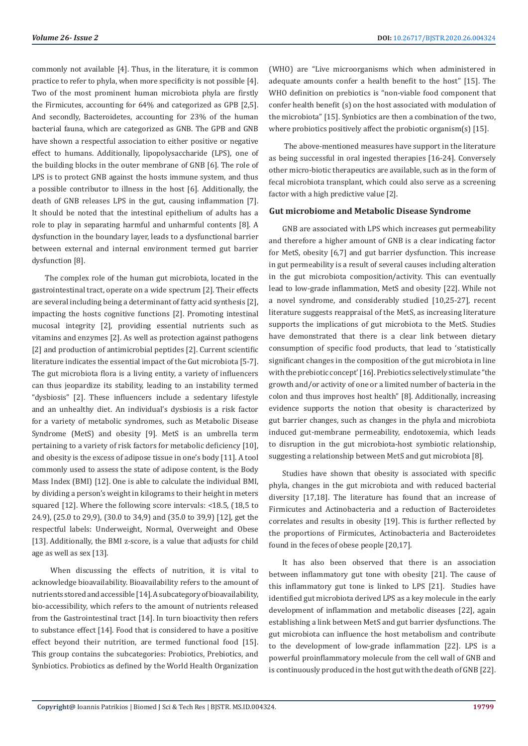commonly not available [4]. Thus, in the literature, it is common practice to refer to phyla, when more specificity is not possible [4]. Two of the most prominent human microbiota phyla are firstly the Firmicutes, accounting for 64% and categorized as GPB [2,5]. And secondly, Bacteroidetes, accounting for 23% of the human bacterial fauna, which are categorized as GNB. The GPB and GNB have shown a respectful association to either positive or negative effect to humans. Additionally, lipopolysaccharide (LPS), one of the building blocks in the outer membrane of GNB [6]. The role of LPS is to protect GNB against the hosts immune system, and thus a possible contributor to illness in the host [6]. Additionally, the death of GNB releases LPS in the gut, causing inflammation [7]. It should be noted that the intestinal epithelium of adults has a role to play in separating harmful and unharmful contents [8]. A dysfunction in the boundary layer, leads to a dysfunctional barrier between external and internal environment termed gut barrier dysfunction [8].

The complex role of the human gut microbiota, located in the gastrointestinal tract, operate on a wide spectrum [2]. Their effects are several including being a determinant of fatty acid synthesis [2], impacting the hosts cognitive functions [2]. Promoting intestinal mucosal integrity [2], providing essential nutrients such as vitamins and enzymes [2]. As well as protection against pathogens [2] and production of antimicrobial peptides [2]. Current scientific literature indicates the essential impact of the Gut microbiota [5-7]. The gut microbiota flora is a living entity, a variety of influencers can thus jeopardize its stability, leading to an instability termed "dysbiosis" [2]. These influencers include a sedentary lifestyle and an unhealthy diet. An individual's dysbiosis is a risk factor for a variety of metabolic syndromes, such as Metabolic Disease Syndrome (MetS) and obesity [9]. MetS is an umbrella term pertaining to a variety of risk factors for metabolic deficiency [10], and obesity is the excess of adipose tissue in one's body [11]. A tool commonly used to assess the state of adipose content, is the Body Mass Index (BMI) [12]. One is able to calculate the individual BMI, by dividing a person's weight in kilograms to their height in meters squared [12]. Where the following score intervals: <18.5, (18,5 to 24.9), (25.0 to 29,9), (30.0 to 34,9) and (35.0 to 39,9) [12], get the respectful labels: Underweight, Normal, Overweight and Obese [13]. Additionally, the BMI z-score, is a value that adjusts for child age as well as sex [13].

When discussing the effects of nutrition, it is vital to acknowledge bioavailability. Bioavailability refers to the amount of nutrients stored and accessible [14]. A subcategory of bioavailability, bio-accessibility, which refers to the amount of nutrients released from the Gastrointestinal tract [14]. In turn bioactivity then refers to substance effect [14]. Food that is considered to have a positive effect beyond their nutrition, are termed functional food [15]. This group contains the subcategories: Probiotics, Prebiotics, and Synbiotics. Probiotics as defined by the World Health Organization (WHO) are "Live microorganisms which when administered in adequate amounts confer a health benefit to the host" [15]. The WHO definition on prebiotics is "non-viable food component that confer health benefit (s) on the host associated with modulation of the microbiota" [15]. Synbiotics are then a combination of the two, where probiotics positively affect the probiotic organism(s) [15].

The above-mentioned measures have support in the literature as being successful in oral ingested therapies [16-24]. Conversely other micro-biotic therapeutics are available, such as in the form of fecal microbiota transplant, which could also serve as a screening factor with a high predictive value [2].

### Gut microbiome and Metabolic Disease Syndrome

GNB are associated with LPS which increases gut permeability and therefore a higher amount of GNB is a clear indicating factor for MetS, obesity [6,7] and gut barrier dysfunction. This increase in gut permeability is a result of several causes including alteration in the gut microbiota composition/activity. This can eventually lead to low-grade inflammation, MetS and obesity [22]. While not a novel syndrome, and considerably studied [10,25-27], recent literature suggests reappraisal of the MetS, as increasing literature supports the implications of gut microbiota to the MetS. Studies have demonstrated that there is a clear link between dietary consumption of specific food products, that lead to 'statistically significant changes in the composition of the gut microbiota in line with the prebiotic concept' [16]. Prebiotics selectively stimulate "the growth and/or activity of one or a limited number of bacteria in the colon and thus improves host health" [8]. Additionally, increasing evidence supports the notion that obesity is characterized by gut barrier changes, such as changes in the phyla and microbiota induced gut-membrane permeability, endotoxemia, which leads to disruption in the gut microbiota-host symbiotic relationship, suggesting a relationship between MetS and gut microbiota [8].

Studies have shown that obesity is associated with specific phyla, changes in the gut microbiota and with reduced bacterial diversity [17,18]. The literature has found that an increase of Firmicutes and Actinobacteria and a reduction of Bacteroidetes correlates and results in obesity [19]. This is further reflected by the proportions of Firmicutes, Actinobacteria and Bacteroidetes found in the feces of obese people [20,17].

It has also been observed that there is an association between inflammatory gut tone with obesity [21]. The cause of this inflammatory gut tone is linked to LPS [21]. Studies have identified gut microbiota derived LPS as a key molecule in the early development of inflammation and metabolic diseases [22], again establishing a link between MetS and gut barrier dysfunctions. The gut microbiota can influence the host metabolism and contribute to the development of low-grade inflammation [22]. LPS is a powerful proinflammatory molecule from the cell wall of GNB and is continuously produced in the host gut with the death of GNB [22].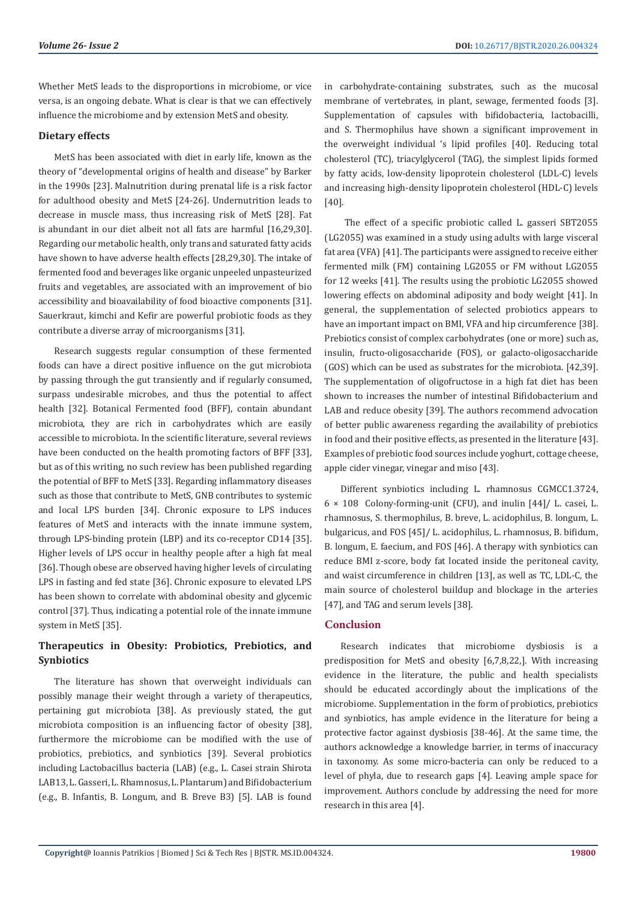Whether MetS leads to the disproportions in microbiome, or vice versa, is an ongoing debate. What is clear is that we can effectively influence the microbiome and by extension MetS and obesity.

### Dietary effects

MetS has been associated with diet in early life, known as the theory of "developmental origins of health and disease" by Barker in the 1990s [23]. Malnutrition during prenatal life is a risk factor for adulthood obesity and MetS [24-26]. Undernutrition leads to decrease in muscle mass, thus increasing risk of MetS [28]. Fat is abundant in our diet albeit not all fats are harmful [16,29,30]. Regarding our metabolic health, only trans and saturated fatty acids have shown to have adverse health effects [28,29,30]. The intake of fermented food and beverages like organic unpeeled unpasteurized fruits and vegetables, are associated with an improvement of bio accessibility and bioavailability of food bioactive components [31]. Sauerkraut, kimchi and Kefir are powerful probiotic foods as they contribute a diverse array of microorganisms [31].

Research suggests regular consumption of these fermented foods can have a direct positive influence on the gut microbiota by passing through the gut transiently and if regularly consumed, surpass undesirable microbes, and thus the potential to affect health [32]. Botanical Fermented food (BFF), contain abundant microbiota, they are rich in carbohydrates which are easily accessible to microbiota. In the scientific literature, several reviews have been conducted on the health promoting factors of BFF [33], but as of this writing, no such review has been published regarding the potential of BFF to MetS [33]. Regarding inflammatory diseases such as those that contribute to MetS, GNB contributes to systemic and local LPS burden [34]. Chronic exposure to LPS induces features of MetS and interacts with the innate immune system, through LPS-binding protein (LBP) and its co-receptor CD14 [35]. Higher levels of LPS occur in healthy people after a high fat meal [36]. Though obese are observed having higher levels of circulating LPS in fasting and fed state [36]. Chronic exposure to elevated LPS has been shown to correlate with abdominal obesity and glycemic control [37]. Thus, indicating a potential role of the innate immune system in MetS [35].

### Therapeutics in Obesity: Probiotics, Prebiotics, and Synbiotics

The literature has shown that overweight individuals can possibly manage their weight through a variety of therapeutics, pertaining gut microbiota [38]. As previously stated, the gut microbiota composition is an influencing factor of obesity [38], furthermore the microbiome can be modified with the use of probiotics, prebiotics, and synbiotics [39]. Several probiotics including Lactobacillus bacteria (LAB) (e.g., L. Casei strain Shirota LAB13, L. Gasseri, L. Rhamnosus, L. Plantarum) and Bifidobacterium (e.g., B. Infantis, B. Longum, and B. Breve B3) [5]. LAB is found in carbohydrate-containing substrates, such as the mucosal membrane of vertebrates, in plant, sewage, fermented foods [3]. Supplementation of capsules with bifidobacteria, lactobacilli, and S. Thermophilus have shown a significant improvement in the overweight individual 's lipid profiles [40]. Reducing total cholesterol (TC), triacylglycerol (TAG), the simplest lipids formed by fatty acids, low-density lipoprotein cholesterol (LDL-C) levels and increasing high-density lipoprotein cholesterol (HDL-C) levels [40].

The effect of a specific probiotic called L. gasseri SBT2055 (LG2055) was examined in a study using adults with large visceral fat area (VFA) [41]. The participants were assigned to receive either fermented milk (FM) containing LG2055 or FM without LG2055 for 12 weeks [41]. The results using the probiotic LG2055 showed lowering effects on abdominal adiposity and body weight [41]. In general, the supplementation of selected probiotics appears to have an important impact on BMI, VFA and hip circumference [38]. Prebiotics consist of complex carbohydrates (one or more) such as, insulin, fructo-oligosaccharide (FOS), or galacto-oligosaccharide (GOS) which can be used as substrates for the microbiota. [42,39]. The supplementation of oligofructose in a high fat diet has been shown to increases the number of intestinal Bifidobacterium and LAB and reduce obesity [39]. The authors recommend advocation of better public awareness regarding the availability of prebiotics in food and their positive effects, as presented in the literature [43]. Examples of prebiotic food sources include yoghurt, cottage cheese, apple cider vinegar, vinegar and miso [43].

Different synbiotics including L. rhamnosus CGMCC1.3724, $6 \times 108$ Colony-forming-unit (CFU), and inulin [44]/ L. casei, L. rhamnosus, S. thermophilus, B. breve, L. acidophilus, B. longum, L. bulgaricus, and FOS [45]/ L. acidophilus, L. rhamnosus, B. bifidum, B. longum, E. faecium, and FOS [46]. A therapy with synbiotics can reduce BMI z-score, body fat located inside the peritoneal cavity, and waist circumference in children [13], as well as TC, LDL-C, the main source of cholesterol buildup and blockage in the arteries [47], and TAG and serum levels [38].

## Conclusion

Research indicates that microbiome dysbiosis is a predisposition for MetS and obesity [6,7,8,22,]. With increasing evidence in the literature, the public and health specialists should be educated accordingly about the implications of the microbiome. Supplementation in the form of probiotics, prebiotics and synbiotics, has ample evidence in the literature for being a protective factor against dysbiosis [38-46]. At the same time, the authors acknowledge a knowledge barrier, in terms of inaccuracy in taxonomy. As some micro-bacteria can only be reduced to a level of phyla, due to research gaps [4]. Leaving ample space for improvement. Authors conclude by addressing the need for more research in this area [4].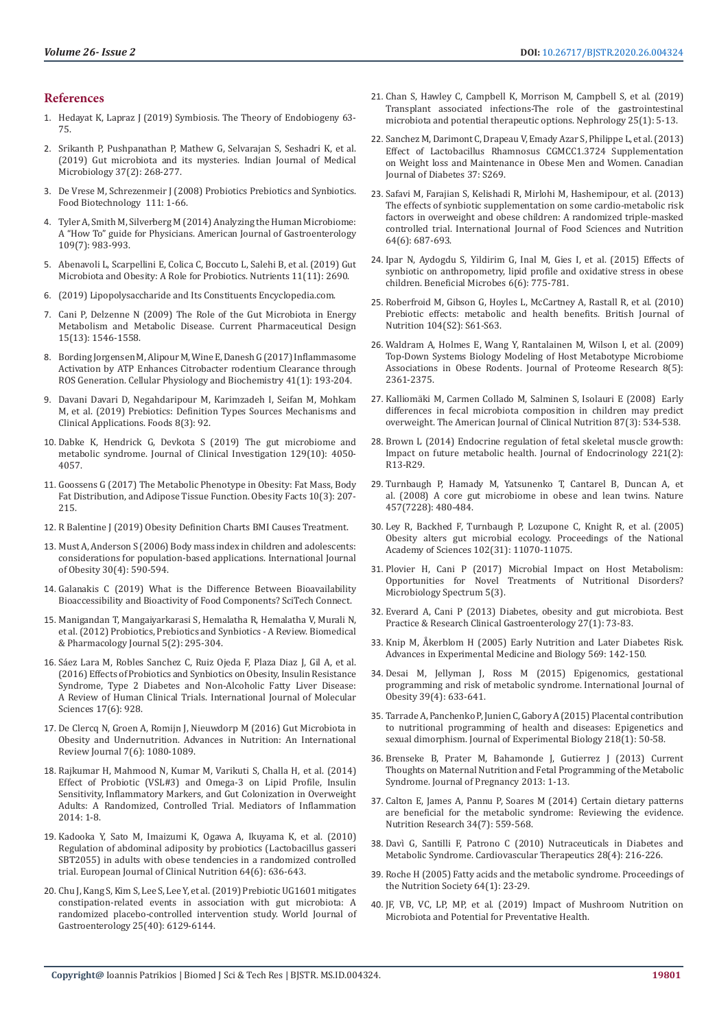## References

1. Hedayat K, Lapraz J (2019) Symbiosis. The Theory of Endobiogeny 63-75.
2. Srikanth P, Pushpanathan P, Mathew G, Selvarajan S, Seshadri K, et al. (2019) Gut microbiota and its mysteries. Indian Journal of Medical Microbiology 37(2): 268-277.
3. De Vrese M, Schrezenmeir J (2008) Probiotics Prebiotics and Synbiotics. Food Biotechnology 111: 1-66.
4. Tyler A, Smith M, Silverberg M (2014) Analyzing the Human Microbiome: A "How To" guide for Physicians. American Journal of Gastroenterology 109(7): 983-993.
5. Abenavoli L, Scarpellini E, Colica C, Boccuto L, Salehi B, et al. (2019) Gut Microbiota and Obesity: A Role for Probiotics. Nutrients 11(11): 2690.
6. (2019) Lipopolysaccharide and Its Constituents Encyclopedia.com.
7. Cani P, Delzenne N (2009) The Role of the Gut Microbiota in Energy Metabolism and Metabolic Disease. Current Pharmaceutical Design 15(13): 1546-1558.
8. Bording Jorgensen M, Alipour M, Wine E, Danesh G (2017) Inflammasome Activation by ATP Enhances Citrobacter rodentium Clearance through ROS Generation. Cellular Physiology and Biochemistry 41(1): 193-204.
9. Davani Davari D, Negahdaripour M, Karimzadeh I, Seifan M, Mohkam M, et al. (2019) Prebiotics: Definition Types Sources Mechanisms and Clinical Applications. Foods 8(3): 92.
10. Dabke K, Hendrick G, Devkota S (2019) The gut microbiome and metabolic syndrome. Journal of Clinical Investigation 129(10): 4050-4057.
11. Goossens G (2017) The Metabolic Phenotype in Obesity: Fat Mass, Body Fat Distribution, and Adipose Tissue Function. Obesity Facts 10(3): 207-215.
12. R Balentine J (2019) Obesity Definition Charts BMI Causes Treatment.
13. Must A, Anderson S (2006) Body mass index in children and adolescents: considerations for population-based applications. International Journal of Obesity 30(4): 590-594.
14. Galanakis C (2019) What is the Difference Between Bioavailability Bioaccessibility and Bioactivity of Food Components? SciTech Connect.
15. Manigandan T, Mangaiyarkarasi S, Hemalatha R, Hemalatha V, Murali N, et al. (2012) Probiotics, Prebiotics and Synbiotics - A Review. Biomedical & Pharmacology Journal 5(2): 295-304.
16. Sáez Lara M, Robles Sanchez C, Ruiz Ojeda F, Plaza Diaz J, Gil A, et al. (2016) Effects of Probiotics and Synbiotics on Obesity, Insulin Resistance Syndrome, Type 2 Diabetes and Non-Alcoholic Fatty Liver Disease: A Review of Human Clinical Trials. International Journal of Molecular Sciences 17(6): 928.
17. De Clercq N, Groen A, Romijn J, Nieuwdorp M (2016) Gut Microbiota in Obesity and Undernutrition. Advances in Nutrition: An International Review Journal 7(6): 1080-1089.
18. Rajkumar H, Mahmood N, Kumar M, Varikuti S, Challa H, et al. (2014) Effect of Probiotic (VSL#3) and Omega-3 on Lipid Profile, Insulin Sensitivity, Inflammatory Markers, and Gut Colonization in Overweight Adults: A Randomized, Controlled Trial. Mediators of Inflammation 2014: 1-8.
19. Kadooka Y, Sato M, Imaizumi K, Ogawa A, Ikuyama K, et al. (2010) Regulation of abdominal adiposity by probiotics (Lactobacillus gasseri SBT2055) in adults with obese tendencies in a randomized controlled trial. European Journal of Clinical Nutrition 64(6): 636-643.
20. Chu J, Kang S, Kim S, Lee S, Lee Y, et al. (2019) Prebiotic UG1601 mitigates constipation-related events in association with gut microbiota: A randomized placebo-controlled intervention study. World Journal of Gastroenterology 25(40): 6129-6144.
21. Chan S, Hawley C, Campbell K, Morrison M, Campbell S, et al. (2019) Transplant associated infections-The role of the gastrointestinal microbiota and potential therapeutic options. Nephrology 25(1): 5-13.
22. Sanchez M, Darimont C, Drapeau V, Emady Azar S, Philippe L, et al. (2013) Effect of Lactobacillus Rhamnosus CGMCC1.3724 Supplementation on Weight loss and Maintenance in Obese Men and Women. Canadian Journal of Diabetes 37: S269.
23. Safavi M, Farajian S, Kelishadi R, Mirlohi M, Hashemipour, et al. (2013) The effects of synbiotic supplementation on some cardio-metabolic risk factors in overweight and obese children: A randomized triple-masked controlled trial. International Journal of Food Sciences and Nutrition 64(6): 687-693.
24. Ipar N, Aydogdu S, Yildirim G, Inal M, Gies I, et al. (2015) Effects of synbiotic on anthropometry, lipid profile and oxidative stress in obese children. Beneficial Microbes 6(6): 775-781.
25. Roberfroid M, Gibson G, Hoyles L, McCartney A, Rastall R, et al. (2010) Prebiotic effects: metabolic and health benefits. British Journal of Nutrition 104(S2): S61-S63.
26. Waldram A, Holmes E, Wang Y, Rantalainen M, Wilson I, et al. (2009) Top-Down Systems Biology Modeling of Host Metabotype Microbiome Associations in Obese Rodents. Journal of Proteome Research 8(5): 2361-2375.
27. Kalliomäki M, Carmen Collado M, Salminen S, Isolauri E (2008) Early differences in fecal microbiota composition in children may predict overweight. The American Journal of Clinical Nutrition 87(3): 534-538.
28. Brown L (2014) Endocrine regulation of fetal skeletal muscle growth: Impact on future metabolic health. Journal of Endocrinology 221(2): R13-R29.
29. Turnbaugh P, Hamady M, Yatsunenko T, Cantarel B, Duncan A, et al. (2008) A core gut microbiome in obese and lean twins. Nature 457(7228): 480-484.
30. Ley R, Backhed F, Turnbaugh P, Lozupone C, Knight R, et al. (2005) Obesity alters gut microbial ecology. Proceedings of the National Academy of Sciences 102(31): 11070-11075.
31. Plovier H, Cani P (2017) Microbial Impact on Host Metabolism: Opportunities for Novel Treatments of Nutritional Disorders? Microbiology Spectrum 5(3).
32. Everard A, Cani P (2013) Diabetes, obesity and gut microbiota. Best Practice & Research Clinical Gastroenterology 27(1): 73-83.
33. Knip M, Åkerblom H (2005) Early Nutrition and Later Diabetes Risk. Advances in Experimental Medicine and Biology 569: 142-150.
34. Desai M, Jellyman J, Ross M (2015) Epigenomics, gestational programming and risk of metabolic syndrome. International Journal of Obesity 39(4): 633-641.
35. Tarrade A, Panchenko P, Junien C, Gabory A (2015) Placental contribution to nutritional programming of health and diseases: Epigenetics and sexual dimorphism. Journal of Experimental Biology 218(1): 50-58.
36. Brenseke B, Prater M, Bahamonde J, Gutierrez J (2013) Current Thoughts on Maternal Nutrition and Fetal Programming of the Metabolic Syndrome. Journal of Pregnancy 2013: 1-13.
37. Calton E, James A, Pannu P, Soares M (2014) Certain dietary patterns are beneficial for the metabolic syndrome: Reviewing the evidence. Nutrition Research 34(7): 559-568.
38. Davì G, Santilli F, Patrono C (2010) Nutraceuticals in Diabetes and Metabolic Syndrome. Cardiovascular Therapeutics 28(4): 216-226.
39. Roche H (2005) Fatty acids and the metabolic syndrome. Proceedings of the Nutrition Society 64(1): 23-29.
40. JF, VB, VC, LP, MP, et al. (2019) Impact of Mushroom Nutrition on Microbiota and Potential for Preventative Health.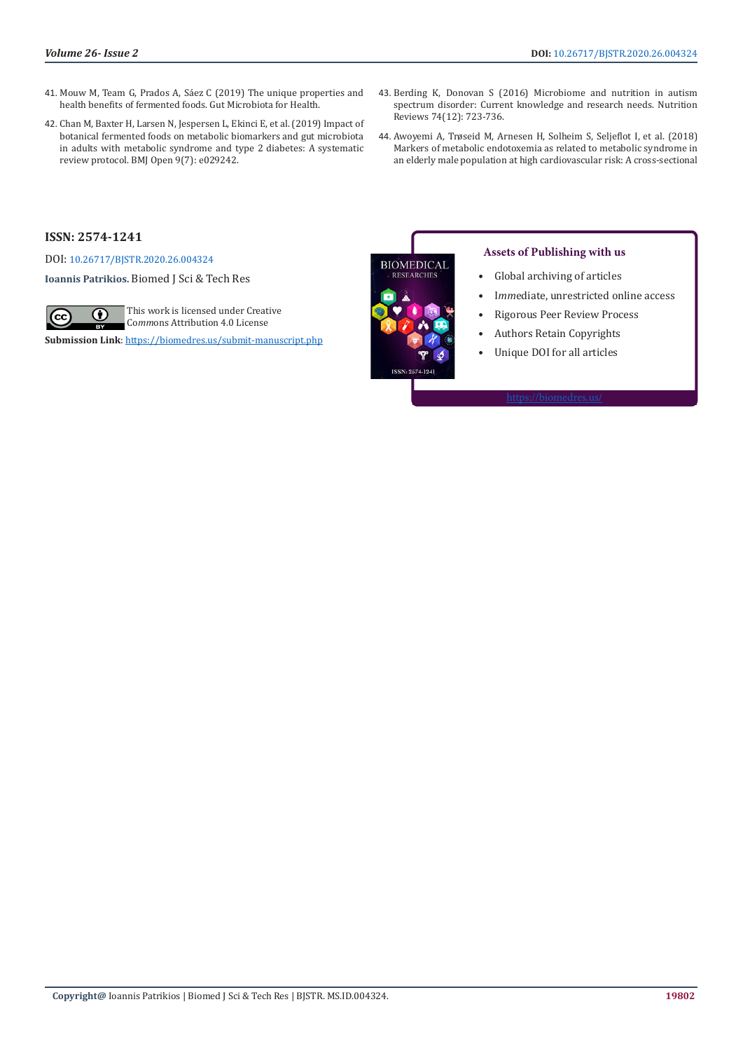41. Mouw M, Team G, Prados A, Sáez C (2019) The unique properties and health benefits of fermented foods. Gut Microbiota for Health.
42. Chan M, Baxter H, Larsen N, Jespersen L, Ekinci E, et al. (2019) Impact of botanical fermented foods on metabolic biomarkers and gut microbiota in adults with metabolic syndrome and type 2 diabetes: A systematic review protocol. BMJ Open 9(7): e029242.
43. Berding K, Donovan S (2016) Microbiome and nutrition in autism spectrum disorder: Current knowledge and research needs. Nutrition Reviews 74(12): 723-736.
44. Awoyemi A, Trøseid M, Arnesen H, Solheim S, Seljeflot I, et al. (2018) Markers of metabolic endotoxemia as related to metabolic syndrome in an elderly male population at high cardiovascular risk: A cross-sectional

**ISSN: 2574-1241**

DOI: 10.26717/BJSTR.2020.26.004324

**Ioannis Patrikios.** Biomed J Sci & Tech Res

This work is licensed under Creative Commons Attribution 4.0 License

**Submission Link**: https://biomedres.us/submit-manuscript.php

### Assets of Publishing with us

- Global archiving of articles
- Immediate, unrestricted online access
- Rigorous Peer Review Process
- Authors Retain Copyrights
- Unique DOI for all articles

https://biomedres.us/